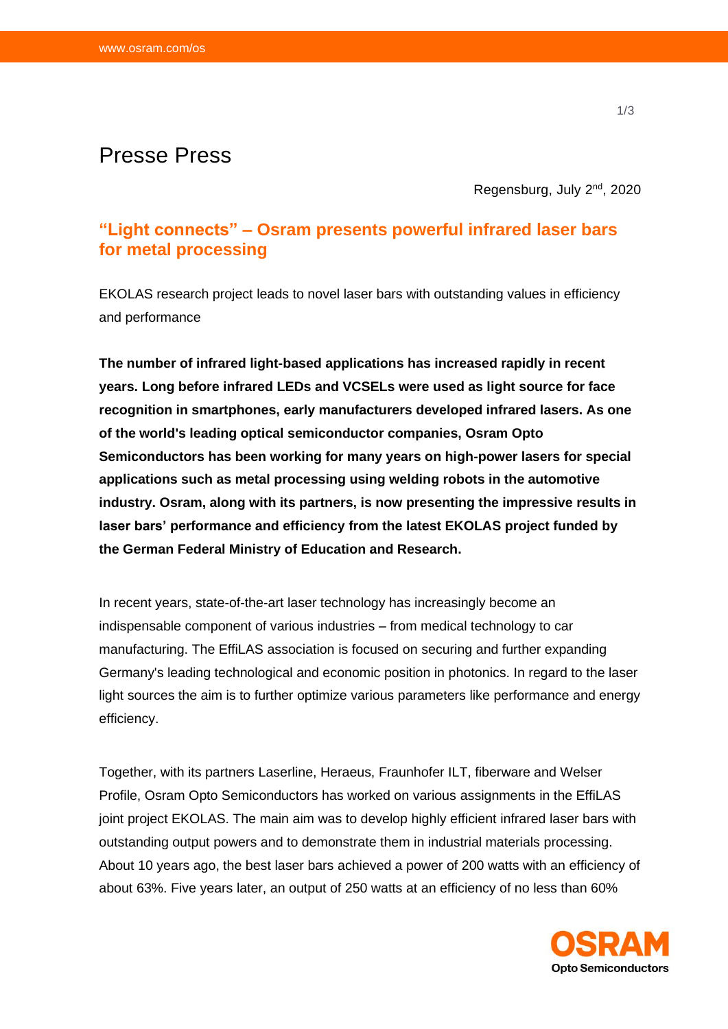Presse Press

Regensburg, July 2nd, 2020

## "Light connects" – Osram presents powerful infrared laser bars for metal processing

EKOLAS research project leads to novel laser bars with outstanding values in efficiency and performance

**The number of infrared light-based applications has increased rapidly in recent years. Long before infrared LEDs and VCSELs were used as light source for face recognition in smartphones, early manufacturers developed infrared lasers. As one of the world's leading optical semiconductor companies, Osram Opto Semiconductors has been working for many years on high-power lasers for special applications such as metal processing using welding robots in the automotive industry. Osram, along with its partners, is now presenting the impressive results in laser bars' performance and efficiency from the latest EKOLAS project funded by the German Federal Ministry of Education and Research.**

In recent years, state-of-the-art laser technology has increasingly become an indispensable component of various industries – from medical technology to car manufacturing. The EffiLAS association is focused on securing and further expanding Germany's leading technological and economic position in photonics. In regard to the laser light sources the aim is to further optimize various parameters like performance and energy efficiency.

Together, with its partners Laserline, Heraeus, Fraunhofer ILT, fiberware and Welser Profile, Osram Opto Semiconductors has worked on various assignments in the EffiLAS joint project EKOLAS. The main aim was to develop highly efficient infrared laser bars with outstanding output powers and to demonstrate them in industrial materials processing. About 10 years ago, the best laser bars achieved a power of 200 watts with an efficiency of about 63%. Five years later, an output of 250 watts at an efficiency of no less than 60%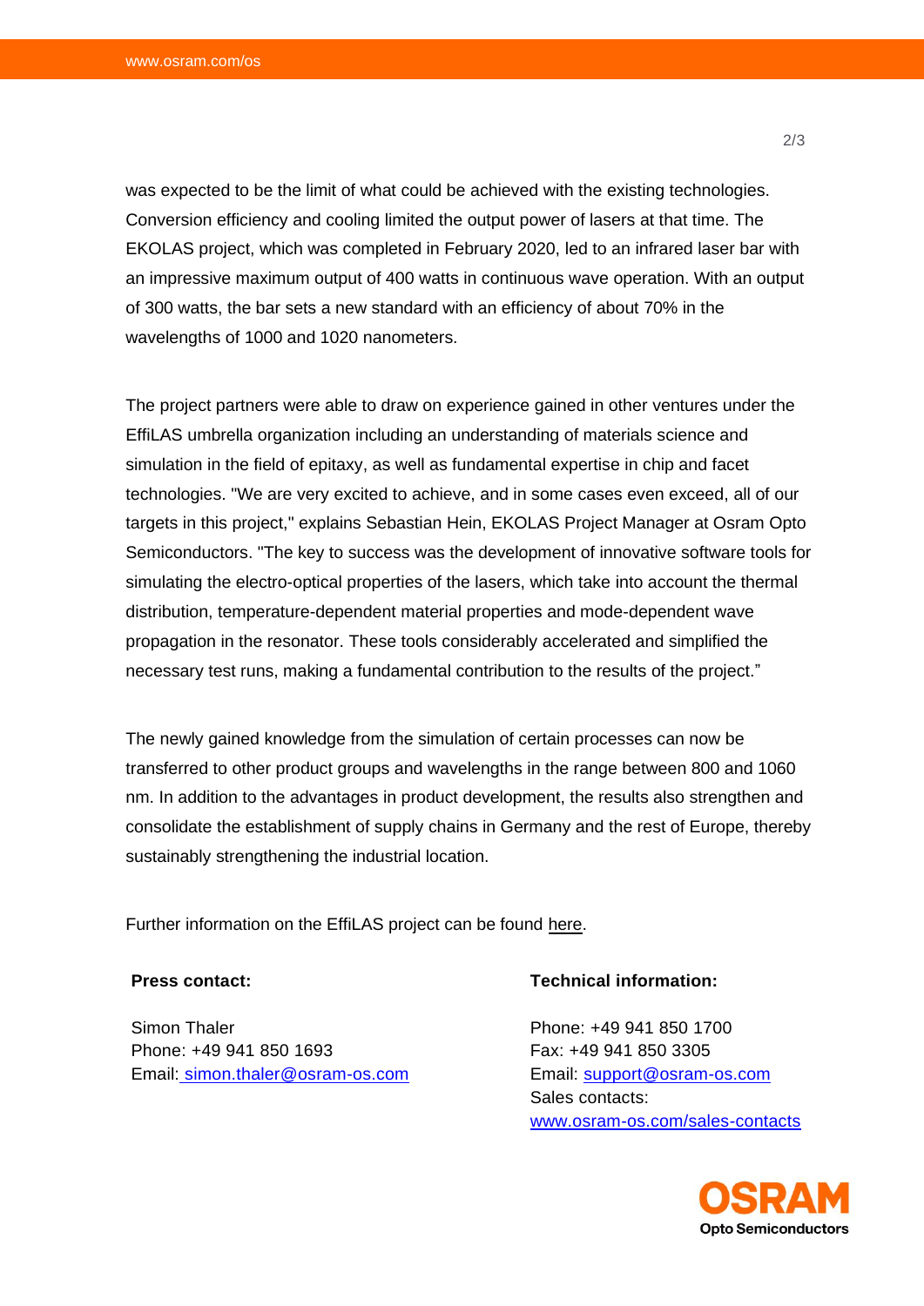was expected to be the limit of what could be achieved with the existing technologies. Conversion efficiency and cooling limited the output power of lasers at that time. The EKOLAS project, which was completed in February 2020, led to an infrared laser bar with an impressive maximum output of 400 watts in continuous wave operation. With an output of 300 watts, the bar sets a new standard with an efficiency of about 70% in the wavelengths of 1000 and 1020 nanometers.

The project partners were able to draw on experience gained in other ventures under the EffiLAS umbrella organization including an understanding of materials science and simulation in the field of epitaxy, as well as fundamental expertise in chip and facet technologies. "We are very excited to achieve, and in some cases even exceed, all of our targets in this project," explains Sebastian Hein, EKOLAS Project Manager at Osram Opto Semiconductors. "The key to success was the development of innovative software tools for simulating the electro-optical properties of the lasers, which take into account the thermal distribution, temperature-dependent material properties and mode-dependent wave propagation in the resonator. These tools considerably accelerated and simplified the necessary test runs, making a fundamental contribution to the results of the project."

The newly gained knowledge from the simulation of certain processes can now be transferred to other product groups and wavelengths in the range between 800 and 1060 nm. In addition to the advantages in product development, the results also strengthen and consolidate the establishment of supply chains in Germany and the rest of Europe, thereby sustainably strengthening the industrial location.

Further information on the EffiLAS project can be found here.

**Press contact:**

Simon Thaler
Phone: +49 941 850 1693
Email: simon.thaler@osram-os.com

**Technical information:**

Phone: +49 941 850 1700
Fax: +49 941 850 3305
Email: support@osram-os.com
Sales contacts:
www.osram-os.com/sales-contacts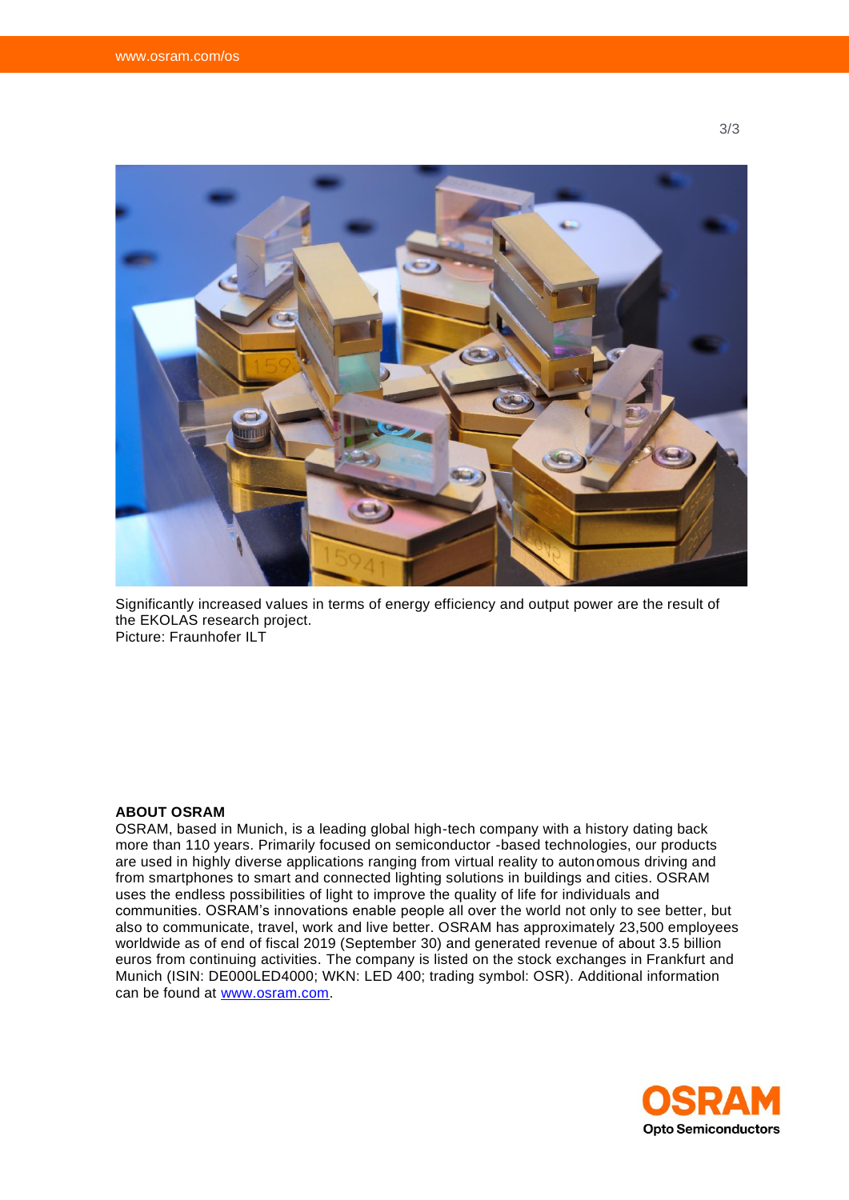Significantly increased values in terms of energy efficiency and output power are the result of the EKOLAS research project.
Picture: Fraunhofer ILT

**ABOUT OSRAM**

OSRAM, based in Munich, is a leading global high-tech company with a history dating back more than 110 years. Primarily focused on semiconductor -based technologies, our products are used in highly diverse applications ranging from virtual reality to autonomous driving and from smartphones to smart and connected lighting solutions in buildings and cities. OSRAM uses the endless possibilities of light to improve the quality of life for individuals and communities. OSRAM's innovations enable people all over the world not only to see better, but also to communicate, travel, work and live better. OSRAM has approximately 23,500 employees worldwide as of end of fiscal 2019 (September 30) and generated revenue of about 3.5 billion euros from continuing activities. The company is listed on the stock exchanges in Frankfurt and Munich (ISIN: DE000LED4000; WKN: LED 400; trading symbol: OSR). Additional information can be found at www.osram.com.